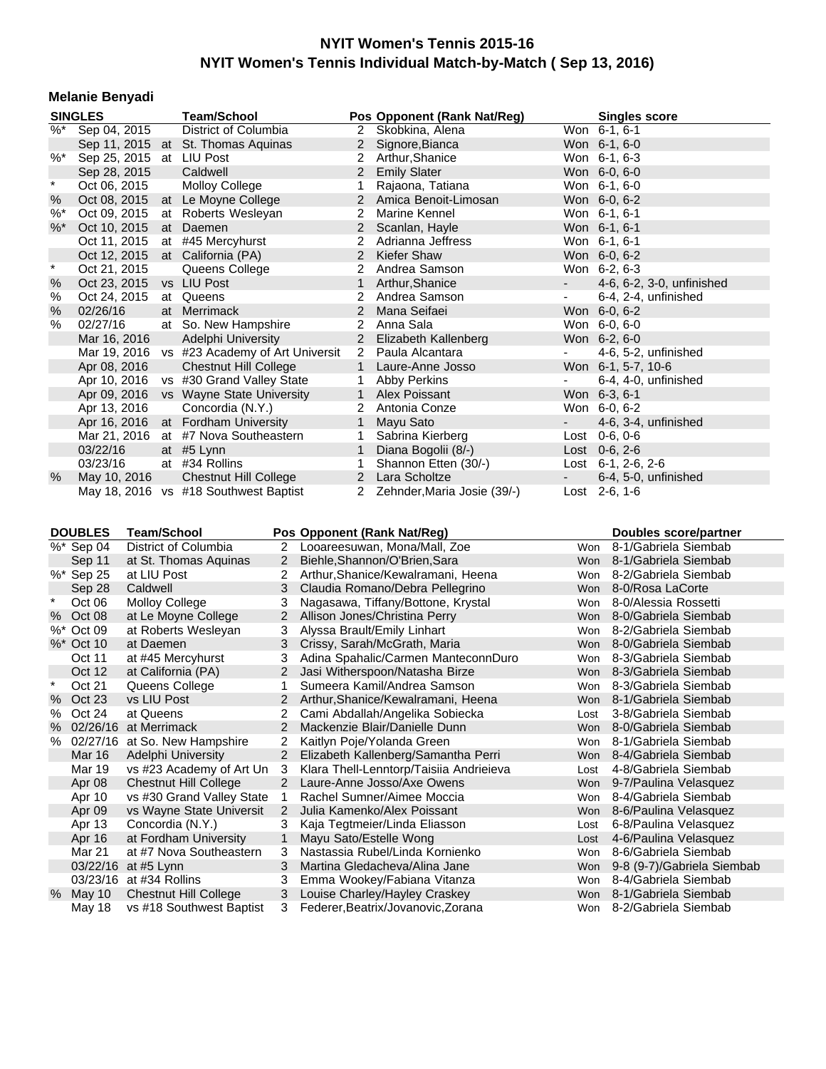# NYIT Women's Tennis 2015-16

## NYIT Women's Tennis Individual Match-by-Match ( Sep 13, 2016)

### Melanie Benyadi

| | SINGLES | | Team/School | Pos | Opponent (Rank Nat/Reg) | | Singles score |
|---|---|---|---|---|---|---|---|
| %* | Sep 04, 2015 | | District of Columbia | 2 | Skobkina, Alena | Won | 6-1, 6-1 |
| | Sep 11, 2015 | at | St. Thomas Aquinas | 2 | Signore,Bianca | Won | 6-1, 6-0 |
| %* | Sep 25, 2015 | at | LIU Post | 2 | Arthur,Shanice | Won | 6-1, 6-3 |
| | Sep 28, 2015 | | Caldwell | 2 | Emily Slater | Won | 6-0, 6-0 |
| * | Oct 06, 2015 | | Molloy College | 1 | Rajaona, Tatiana | Won | 6-1, 6-0 |
| % | Oct 08, 2015 | at | Le Moyne College | 2 | Amica Benoit-Limosan | Won | 6-0, 6-2 |
| %* | Oct 09, 2015 | at | Roberts Wesleyan | 2 | Marine Kennel | Won | 6-1, 6-1 |
| %* | Oct 10, 2015 | at | Daemen | 2 | Scanlan, Hayle | Won | 6-1, 6-1 |
| | Oct 11, 2015 | at | #45 Mercyhurst | 2 | Adrianna Jeffress | Won | 6-1, 6-1 |
| | Oct 12, 2015 | at | California (PA) | 2 | Kiefer Shaw | Won | 6-0, 6-2 |
| * | Oct 21, 2015 | | Queens College | 2 | Andrea Samson | Won | 6-2, 6-3 |
| % | Oct 23, 2015 | vs | LIU Post | 1 | Arthur,Shanice | - | 4-6, 6-2, 3-0, unfinished |
| % | Oct 24, 2015 | at | Queens | 2 | Andrea Samson | - | 6-4, 2-4, unfinished |
| % | 02/26/16 | at | Merrimack | 2 | Mana Seifaei | Won | 6-0, 6-2 |
| % | 02/27/16 | at | So. New Hampshire | 2 | Anna Sala | Won | 6-0, 6-0 |
| | Mar 16, 2016 | | Adelphi University | 2 | Elizabeth Kallenberg | Won | 6-2, 6-0 |
| | Mar 19, 2016 | vs | #23 Academy of Art Universit | 2 | Paula Alcantara | - | 4-6, 5-2, unfinished |
| | Apr 08, 2016 | | Chestnut Hill College | 1 | Laure-Anne Josso | Won | 6-1, 5-7, 10-6 |
| | Apr 10, 2016 | vs | #30 Grand Valley State | 1 | Abby Perkins | - | 6-4, 4-0, unfinished |
| | Apr 09, 2016 | vs | Wayne State University | 1 | Alex Poissant | Won | 6-3, 6-1 |
| | Apr 13, 2016 | | Concordia (N.Y.) | 2 | Antonia Conze | Won | 6-0, 6-2 |
| | Apr 16, 2016 | at | Fordham University | 1 | Mayu Sato | - | 4-6, 3-4, unfinished |
| | Mar 21, 2016 | at | #7 Nova Southeastern | 1 | Sabrina Kierberg | Lost | 0-6, 0-6 |
| | 03/22/16 | at | #5 Lynn | 1 | Diana Bogolii (8/-) | Lost | 0-6, 2-6 |
| | 03/23/16 | at | #34 Rollins | 1 | Shannon Etten (30/-) | Lost | 6-1, 2-6, 2-6 |
| % | May 10, 2016 | | Chestnut Hill College | 2 | Lara Scholtze | - | 6-4, 5-0, unfinished |
| | May 18, 2016 | vs | #18 Southwest Baptist | 2 | Zehnder,Maria Josie (39/-) | Lost | 2-6, 1-6 |

| | DOUBLES | Team/School | Pos | Opponent (Rank Nat/Reg) | | Doubles score/partner |
|---|---|---|---|---|---|---|
| %* | Sep 04 | District of Columbia | 2 | Looareesuwan, Mona/Mall, Zoe | Won | 8-1/Gabriela Siembab |
| | Sep 11 | at St. Thomas Aquinas | 2 | Biehle,Shannon/O'Brien,Sara | Won | 8-1/Gabriela Siembab |
| %* | Sep 25 | at LIU Post | 2 | Arthur,Shanice/Kewalramani, Heena | Won | 8-2/Gabriela Siembab |
| | Sep 28 | Caldwell | 3 | Claudia Romano/Debra Pellegrino | Won | 8-0/Rosa LaCorte |
| * | Oct 06 | Molloy College | 3 | Nagasawa, Tiffany/Bottone, Krystal | Won | 8-0/Alessia Rossetti |
| % | Oct 08 | at Le Moyne College | 2 | Allison Jones/Christina Perry | Won | 8-0/Gabriela Siembab |
| %* | Oct 09 | at Roberts Wesleyan | 3 | Alyssa Brault/Emily Linhart | Won | 8-2/Gabriela Siembab |
| %* | Oct 10 | at Daemen | 3 | Crissy, Sarah/McGrath, Maria | Won | 8-0/Gabriela Siembab |
| | Oct 11 | at #45 Mercyhurst | 3 | Adina Spahalic/Carmen ManteconnDuro | Won | 8-3/Gabriela Siembab |
| | Oct 12 | at California (PA) | 2 | Jasi Witherspoon/Natasha Birze | Won | 8-3/Gabriela Siembab |
| * | Oct 21 | Queens College | 1 | Sumeera Kamil/Andrea Samson | Won | 8-3/Gabriela Siembab |
| % | Oct 23 | vs LIU Post | 2 | Arthur,Shanice/Kewalramani, Heena | Won | 8-1/Gabriela Siembab |
| % | Oct 24 | at Queens | 2 | Cami Abdallah/Angelika Sobiecka | Lost | 3-8/Gabriela Siembab |
| % | 02/26/16 | at Merrimack | 2 | Mackenzie Blair/Danielle Dunn | Won | 8-0/Gabriela Siembab |
| % | 02/27/16 | at So. New Hampshire | 2 | Kaitlyn Poje/Yolanda Green | Won | 8-1/Gabriela Siembab |
| | Mar 16 | Adelphi University | 2 | Elizabeth Kallenberg/Samantha Perri | Won | 8-4/Gabriela Siembab |
| | Mar 19 | vs #23 Academy of Art Un | 3 | Klara Thell-Lenntorp/Taisiia Andrieieva | Lost | 4-8/Gabriela Siembab |
| | Apr 08 | Chestnut Hill College | 2 | Laure-Anne Josso/Axe Owens | Won | 9-7/Paulina Velasquez |
| | Apr 10 | vs #30 Grand Valley State | 1 | Rachel Sumner/Aimee Moccia | Won | 8-4/Gabriela Siembab |
| | Apr 09 | vs Wayne State Universit | 2 | Julia Kamenko/Alex Poissant | Won | 8-6/Paulina Velasquez |
| | Apr 13 | Concordia (N.Y.) | 3 | Kaja Tegtmeier/Linda Eliasson | Lost | 6-8/Paulina Velasquez |
| | Apr 16 | at Fordham University | 1 | Mayu Sato/Estelle Wong | Lost | 4-6/Paulina Velasquez |
| | Mar 21 | at #7 Nova Southeastern | 3 | Nastassia Rubel/Linda Kornienko | Won | 8-6/Gabriela Siembab |
| | 03/22/16 | at #5 Lynn | 3 | Martina Gledacheva/Alina Jane | Won | 9-8 (9-7)/Gabriela Siembab |
| | 03/23/16 | at #34 Rollins | 3 | Emma Wookey/Fabiana Vitanza | Won | 8-4/Gabriela Siembab |
| % | May 10 | Chestnut Hill College | 3 | Louise Charley/Hayley Craskey | Won | 8-1/Gabriela Siembab |
| | May 18 | vs #18 Southwest Baptist | 3 | Federer,Beatrix/Jovanovic,Zorana | Won | 8-2/Gabriela Siembab |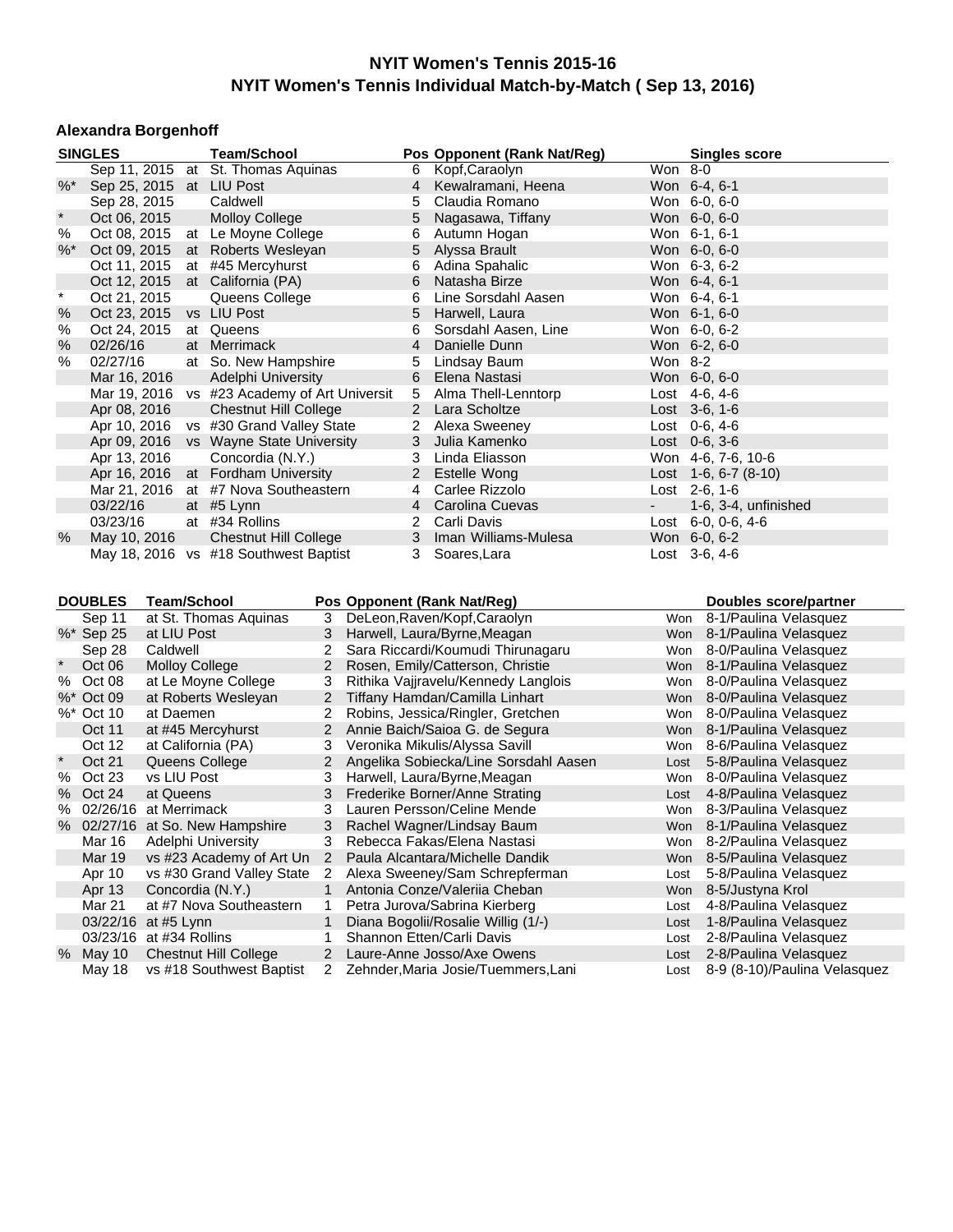# NYIT Women's Tennis 2015-16

## NYIT Women's Tennis Individual Match-by-Match ( Sep 13, 2016)

### Alexandra Borgenhoff

| | SINGLES | | Team/School | Pos | Opponent (Rank Nat/Reg) | | Singles score |
|---|---|---|---|---|---|---|---|
| | Sep 11, 2015 | at | St. Thomas Aquinas | 6 | Kopf,Caraolyn | Won | 8-0 |
| %* | Sep 25, 2015 | at | LIU Post | 4 | Kewalramani, Heena | Won | 6-4, 6-1 |
| | Sep 28, 2015 | | Caldwell | 5 | Claudia Romano | Won | 6-0, 6-0 |
| * | Oct 06, 2015 | | Molloy College | 5 | Nagasawa, Tiffany | Won | 6-0, 6-0 |
| % | Oct 08, 2015 | at | Le Moyne College | 6 | Autumn Hogan | Won | 6-1, 6-1 |
| %* | Oct 09, 2015 | at | Roberts Wesleyan | 5 | Alyssa Brault | Won | 6-0, 6-0 |
| | Oct 11, 2015 | at | #45 Mercyhurst | 6 | Adina Spahalic | Won | 6-3, 6-2 |
| | Oct 12, 2015 | at | California (PA) | 6 | Natasha Birze | Won | 6-4, 6-1 |
| * | Oct 21, 2015 | | Queens College | 6 | Line Sorsdahl Aasen | Won | 6-4, 6-1 |
| % | Oct 23, 2015 | vs | LIU Post | 5 | Harwell, Laura | Won | 6-1, 6-0 |
| % | Oct 24, 2015 | at | Queens | 6 | Sorsdahl Aasen, Line | Won | 6-0, 6-2 |
| % | 02/26/16 | at | Merrimack | 4 | Danielle Dunn | Won | 6-2, 6-0 |
| % | 02/27/16 | at | So. New Hampshire | 5 | Lindsay Baum | Won | 8-2 |
| | Mar 16, 2016 | | Adelphi University | 6 | Elena Nastasi | Won | 6-0, 6-0 |
| | Mar 19, 2016 | vs | #23 Academy of Art Universit | 5 | Alma Thell-Lenntorp | Lost | 4-6, 4-6 |
| | Apr 08, 2016 | | Chestnut Hill College | 2 | Lara Scholtze | Lost | 3-6, 1-6 |
| | Apr 10, 2016 | vs | #30 Grand Valley State | 2 | Alexa Sweeney | Lost | 0-6, 4-6 |
| | Apr 09, 2016 | vs | Wayne State University | 3 | Julia Kamenko | Lost | 0-6, 3-6 |
| | Apr 13, 2016 | | Concordia (N.Y.) | 3 | Linda Eliasson | Won | 4-6, 7-6, 10-6 |
| | Apr 16, 2016 | at | Fordham University | 2 | Estelle Wong | Lost | 1-6, 6-7 (8-10) |
| | Mar 21, 2016 | at | #7 Nova Southeastern | 4 | Carlee Rizzolo | Lost | 2-6, 1-6 |
| | 03/22/16 | at | #5 Lynn | 4 | Carolina Cuevas | - | 1-6, 3-4, unfinished |
| | 03/23/16 | at | #34 Rollins | 2 | Carli Davis | Lost | 6-0, 0-6, 4-6 |
| % | May 10, 2016 | | Chestnut Hill College | 3 | Iman Williams-Mulesa | Won | 6-0, 6-2 |
| | May 18, 2016 | vs | #18 Southwest Baptist | 3 | Soares,Lara | Lost | 3-6, 4-6 |

| | DOUBLES | Team/School | Pos | Opponent (Rank Nat/Reg) | | Doubles score/partner |
|---|---|---|---|---|---|---|
| | Sep 11 | at St. Thomas Aquinas | 3 | DeLeon,Raven/Kopf,Caraolyn | Won | 8-1/Paulina Velasquez |
| %* | Sep 25 | at LIU Post | 3 | Harwell, Laura/Byrne,Meagan | Won | 8-1/Paulina Velasquez |
| | Sep 28 | Caldwell | 2 | Sara Riccardi/Koumudi Thirunagaru | Won | 8-0/Paulina Velasquez |
| * | Oct 06 | Molloy College | 2 | Rosen, Emily/Catterson, Christie | Won | 8-1/Paulina Velasquez |
| % | Oct 08 | at Le Moyne College | 3 | Rithika Vajjravelu/Kennedy Langlois | Won | 8-0/Paulina Velasquez |
| %* | Oct 09 | at Roberts Wesleyan | 2 | Tiffany Hamdan/Camilla Linhart | Won | 8-0/Paulina Velasquez |
| %* | Oct 10 | at Daemen | 2 | Robins, Jessica/Ringler, Gretchen | Won | 8-0/Paulina Velasquez |
| | Oct 11 | at #45 Mercyhurst | 2 | Annie Baich/Saioa G. de Segura | Won | 8-1/Paulina Velasquez |
| | Oct 12 | at California (PA) | 3 | Veronika Mikulis/Alyssa Savill | Won | 8-6/Paulina Velasquez |
| * | Oct 21 | Queens College | 2 | Angelika Sobiecka/Line Sorsdahl Aasen | Lost | 5-8/Paulina Velasquez |
| % | Oct 23 | vs LIU Post | 3 | Harwell, Laura/Byrne,Meagan | Won | 8-0/Paulina Velasquez |
| % | Oct 24 | at Queens | 3 | Frederike Borner/Anne Strating | Lost | 4-8/Paulina Velasquez |
| % | 02/26/16 | at Merrimack | 3 | Lauren Persson/Celine Mende | Won | 8-3/Paulina Velasquez |
| % | 02/27/16 | at So. New Hampshire | 3 | Rachel Wagner/Lindsay Baum | Won | 8-1/Paulina Velasquez |
| | Mar 16 | Adelphi University | 3 | Rebecca Fakas/Elena Nastasi | Won | 8-2/Paulina Velasquez |
| | Mar 19 | vs #23 Academy of Art Un | 2 | Paula Alcantara/Michelle Dandik | Won | 8-5/Paulina Velasquez |
| | Apr 10 | vs #30 Grand Valley State | 2 | Alexa Sweeney/Sam Schrepferman | Lost | 5-8/Paulina Velasquez |
| | Apr 13 | Concordia (N.Y.) | 1 | Antonia Conze/Valeriia Cheban | Won | 8-5/Justyna Krol |
| | Mar 21 | at #7 Nova Southeastern | 1 | Petra Jurova/Sabrina Kierberg | Lost | 4-8/Paulina Velasquez |
| | 03/22/16 | at #5 Lynn | 1 | Diana Bogolii/Rosalie Willig (1/-) | Lost | 1-8/Paulina Velasquez |
| | 03/23/16 | at #34 Rollins | 1 | Shannon Etten/Carli Davis | Lost | 2-8/Paulina Velasquez |
| % | May 10 | Chestnut Hill College | 2 | Laure-Anne Josso/Axe Owens | Lost | 2-8/Paulina Velasquez |
| | May 18 | vs #18 Southwest Baptist | 2 | Zehnder,Maria Josie/Tuemmers,Lani | Lost | 8-9 (8-10)/Paulina Velasquez |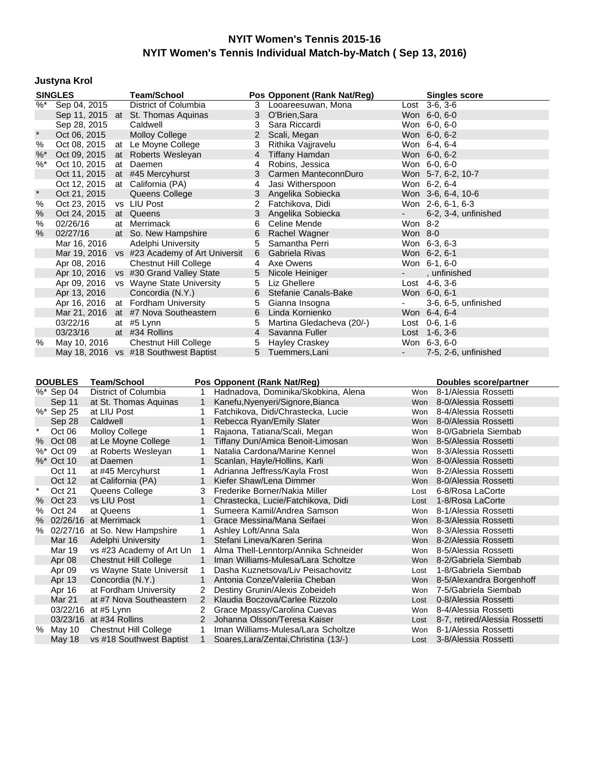# NYIT Women's Tennis 2015-16

## NYIT Women's Tennis Individual Match-by-Match ( Sep 13, 2016)

### Justyna Krol

| | SINGLES | | Team/School | Pos | Opponent (Rank Nat/Reg) | | Singles score |
|---|---|---|---|---|---|---|---|
| %* | Sep 04, 2015 | | District of Columbia | 3 | Looareesuwan, Mona | Lost | 3-6, 3-6 |
| | Sep 11, 2015 | at | St. Thomas Aquinas | 3 | O'Brien,Sara | Won | 6-0, 6-0 |
| | Sep 28, 2015 | | Caldwell | 3 | Sara Riccardi | Won | 6-0, 6-0 |
| * | Oct 06, 2015 | | Molloy College | 2 | Scali, Megan | Won | 6-0, 6-2 |
| % | Oct 08, 2015 | at | Le Moyne College | 3 | Rithika Vajjravelu | Won | 6-4, 6-4 |
| %* | Oct 09, 2015 | at | Roberts Wesleyan | 4 | Tiffany Hamdan | Won | 6-0, 6-2 |
| %* | Oct 10, 2015 | at | Daemen | 4 | Robins, Jessica | Won | 6-0, 6-0 |
| | Oct 11, 2015 | at | #45 Mercyhurst | 3 | Carmen ManteconnDuro | Won | 5-7, 6-2, 10-7 |
| | Oct 12, 2015 | at | California (PA) | 4 | Jasi Witherspoon | Won | 6-2, 6-4 |
| * | Oct 21, 2015 | | Queens College | 3 | Angelika Sobiecka | Won | 3-6, 6-4, 10-6 |
| % | Oct 23, 2015 | vs | LIU Post | 2 | Fatchikova, Didi | Won | 2-6, 6-1, 6-3 |
| % | Oct 24, 2015 | at | Queens | 3 | Angelika Sobiecka | - | 6-2, 3-4, unfinished |
| % | 02/26/16 | at | Merrimack | 6 | Celine Mende | Won | 8-2 |
| % | 02/27/16 | at | So. New Hampshire | 6 | Rachel Wagner | Won | 8-0 |
| | Mar 16, 2016 | | Adelphi University | 5 | Samantha Perri | Won | 6-3, 6-3 |
| | Mar 19, 2016 | vs | #23 Academy of Art Universit | 6 | Gabriela Rivas | Won | 6-2, 6-1 |
| | Apr 08, 2016 | | Chestnut Hill College | 4 | Axe Owens | Won | 6-1, 6-0 |
| | Apr 10, 2016 | vs | #30 Grand Valley State | 5 | Nicole Heiniger | - | , unfinished |
| | Apr 09, 2016 | vs | Wayne State University | 5 | Liz Ghellere | Lost | 4-6, 3-6 |
| | Apr 13, 2016 | | Concordia (N.Y.) | 6 | Stefanie Canals-Bake | Won | 6-0, 6-1 |
| | Apr 16, 2016 | at | Fordham University | 5 | Gianna Insogna | - | 3-6, 6-5, unfinished |
| | Mar 21, 2016 | at | #7 Nova Southeastern | 6 | Linda Kornienko | Won | 6-4, 6-4 |
| | 03/22/16 | at | #5 Lynn | 5 | Martina Gledacheva (20/-) | Lost | 0-6, 1-6 |
| | 03/23/16 | at | #34 Rollins | 4 | Savanna Fuller | Lost | 1-6, 3-6 |
| % | May 10, 2016 | | Chestnut Hill College | 5 | Hayley Craskey | Won | 6-3, 6-0 |
| | May 18, 2016 | vs | #18 Southwest Baptist | 5 | Tuemmers,Lani | - | 7-5, 2-6, unfinished |

| | DOUBLES | Team/School | Pos | Opponent (Rank Nat/Reg) | | Doubles score/partner |
|---|---|---|---|---|---|---|
| %* | Sep 04 | District of Columbia | 1 | Hadnadova, Dominika/Skobkina, Alena | Won | 8-1/Alessia Rossetti |
| | Sep 11 | at St. Thomas Aquinas | 1 | Kanefu,Nyenyeri/Signore,Bianca | Won | 8-0/Alessia Rossetti |
| %* | Sep 25 | at LIU Post | 1 | Fatchikova, Didi/Chrastecka, Lucie | Won | 8-4/Alessia Rossetti |
| | Sep 28 | Caldwell | 1 | Rebecca Ryan/Emily Slater | Won | 8-0/Alessia Rossetti |
| * | Oct 06 | Molloy College | 1 | Rajaona, Tatiana/Scali, Megan | Won | 8-0/Gabriela Siembab |
| % | Oct 08 | at Le Moyne College | 1 | Tiffany Dun/Amica Benoit-Limosan | Won | 8-5/Alessia Rossetti |
| %* | Oct 09 | at Roberts Wesleyan | 1 | Natalia Cardona/Marine Kennel | Won | 8-3/Alessia Rossetti |
| %* | Oct 10 | at Daemen | 1 | Scanlan, Hayle/Hollins, Karli | Won | 8-0/Alessia Rossetti |
| | Oct 11 | at #45 Mercyhurst | 1 | Adrianna Jeffress/Kayla Frost | Won | 8-2/Alessia Rossetti |
| | Oct 12 | at California (PA) | 1 | Kiefer Shaw/Lena Dimmer | Won | 8-0/Alessia Rossetti |
| * | Oct 21 | Queens College | 3 | Frederike Borner/Nakia Miller | Lost | 6-8/Rosa LaCorte |
| % | Oct 23 | vs LIU Post | 1 | Chrastecka, Lucie/Fatchikova, Didi | Lost | 1-8/Rosa LaCorte |
| % | Oct 24 | at Queens | 1 | Sumeera Kamil/Andrea Samson | Won | 8-1/Alessia Rossetti |
| % | 02/26/16 | at Merrimack | 1 | Grace Messina/Mana Seifaei | Won | 8-3/Alessia Rossetti |
| % | 02/27/16 | at So. New Hampshire | 1 | Ashley Loft/Anna Sala | Won | 8-3/Alessia Rossetti |
| | Mar 16 | Adelphi University | 1 | Stefani Lineva/Karen Serina | Won | 8-2/Alessia Rossetti |
| | Mar 19 | vs #23 Academy of Art Un | 1 | Alma Thell-Lenntorp/Annika Schneider | Won | 8-5/Alessia Rossetti |
| | Apr 08 | Chestnut Hill College | 1 | Iman Williams-Mulesa/Lara Scholtze | Won | 8-2/Gabriela Siembab |
| | Apr 09 | vs Wayne State Universit | 1 | Dasha Kuznetsova/Liv Peisachovitz | Lost | 1-8/Gabriela Siembab |
| | Apr 13 | Concordia (N.Y.) | 1 | Antonia Conze/Valeriia Cheban | Won | 8-5/Alexandra Borgenhoff |
| | Apr 16 | at Fordham University | 2 | Destiny Grunin/Alexis Zobeideh | Won | 7-5/Gabriela Siembab |
| | Mar 21 | at #7 Nova Southeastern | 2 | Klaudia Boczova/Carlee Rizzolo | Lost | 0-8/Alessia Rossetti |
| | 03/22/16 | at #5 Lynn | 2 | Grace Mpassy/Carolina Cuevas | Won | 8-4/Alessia Rossetti |
| | 03/23/16 | at #34 Rollins | 2 | Johanna Olsson/Teresa Kaiser | Lost | 8-7, retired/Alessia Rossetti |
| % | May 10 | Chestnut Hill College | 1 | Iman Williams-Mulesa/Lara Scholtze | Won | 8-1/Alessia Rossetti |
| | May 18 | vs #18 Southwest Baptist | 1 | Soares,Lara/Zentai,Christina (13/-) | Lost | 3-8/Alessia Rossetti |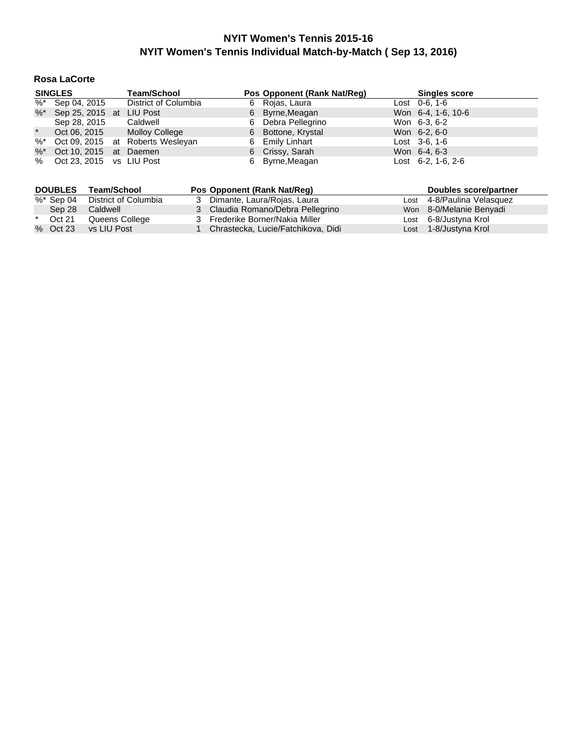# NYIT Women's Tennis 2015-16

## NYIT Women's Tennis Individual Match-by-Match ( Sep 13, 2016)

### Rosa LaCorte

| | SINGLES | | Team/School | Pos | Opponent (Rank Nat/Reg) | | Singles score |
|---|---|---|---|---|---|---|---|
| %* | Sep 04, 2015 | | District of Columbia | 6 | Rojas, Laura | Lost | 0-6, 1-6 |
| %* | Sep 25, 2015 | at | LIU Post | 6 | Byrne,Meagan | Won | 6-4, 1-6, 10-6 |
| | Sep 28, 2015 | | Caldwell | 6 | Debra Pellegrino | Won | 6-3, 6-2 |
| * | Oct 06, 2015 | | Molloy College | 6 | Bottone, Krystal | Won | 6-2, 6-0 |
| %* | Oct 09, 2015 | at | Roberts Wesleyan | 6 | Emily Linhart | Lost | 3-6, 1-6 |
| %* | Oct 10, 2015 | at | Daemen | 6 | Crissy, Sarah | Won | 6-4, 6-3 |
| % | Oct 23, 2015 | vs | LIU Post | 6 | Byrne,Meagan | Lost | 6-2, 1-6, 2-6 |

| | DOUBLES | Team/School | Pos | Opponent (Rank Nat/Reg) | | Doubles score/partner |
|---|---|---|---|---|---|---|
| %* | Sep 04 | District of Columbia | 3 | Dimante, Laura/Rojas, Laura | Lost | 4-8/Paulina Velasquez |
| | Sep 28 | Caldwell | 3 | Claudia Romano/Debra Pellegrino | Won | 8-0/Melanie Benyadi |
| * | Oct 21 | Queens College | 3 | Frederike Borner/Nakia Miller | Lost | 6-8/Justyna Krol |
| % | Oct 23 | vs LIU Post | 1 | Chrastecka, Lucie/Fatchikova, Didi | Lost | 1-8/Justyna Krol |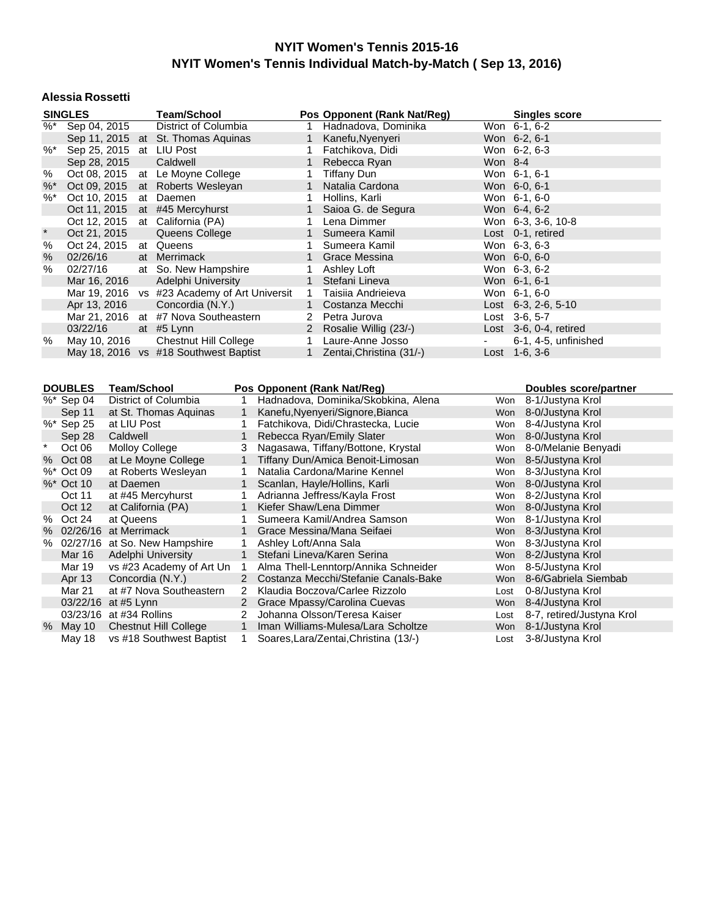# NYIT Women's Tennis 2015-16

## NYIT Women's Tennis Individual Match-by-Match ( Sep 13, 2016)

### Alessia Rossetti

| SINGLES | | | Team/School | Pos | Opponent (Rank Nat/Reg) | | Singles score |
|---|---|---|---|---|---|---|---|
| %* | Sep 04, 2015 | | District of Columbia | 1 | Hadnadova, Dominika | Won | 6-1, 6-2 |
| | Sep 11, 2015 | at | St. Thomas Aquinas | 1 | Kanefu,Nyenyeri | Won | 6-2, 6-1 |
| %* | Sep 25, 2015 | at | LIU Post | 1 | Fatchikova, Didi | Won | 6-2, 6-3 |
| | Sep 28, 2015 | | Caldwell | 1 | Rebecca Ryan | Won | 8-4 |
| % | Oct 08, 2015 | at | Le Moyne College | 1 | Tiffany Dun | Won | 6-1, 6-1 |
| %* | Oct 09, 2015 | at | Roberts Wesleyan | 1 | Natalia Cardona | Won | 6-0, 6-1 |
| %* | Oct 10, 2015 | at | Daemen | 1 | Hollins, Karli | Won | 6-1, 6-0 |
| | Oct 11, 2015 | at | #45 Mercyhurst | 1 | Saioa G. de Segura | Won | 6-4, 6-2 |
| | Oct 12, 2015 | at | California (PA) | 1 | Lena Dimmer | Won | 6-3, 3-6, 10-8 |
| * | Oct 21, 2015 | | Queens College | 1 | Sumeera Kamil | Lost | 0-1, retired |
| % | Oct 24, 2015 | at | Queens | 1 | Sumeera Kamil | Won | 6-3, 6-3 |
| % | 02/26/16 | at | Merrimack | 1 | Grace Messina | Won | 6-0, 6-0 |
| % | 02/27/16 | at | So. New Hampshire | 1 | Ashley Loft | Won | 6-3, 6-2 |
| | Mar 16, 2016 | | Adelphi University | 1 | Stefani Lineva | Won | 6-1, 6-1 |
| | Mar 19, 2016 | vs | #23 Academy of Art Universit | 1 | Taisiia Andrieieva | Won | 6-1, 6-0 |
| | Apr 13, 2016 | | Concordia (N.Y.) | 1 | Costanza Mecchi | Lost | 6-3, 2-6, 5-10 |
| | Mar 21, 2016 | at | #7 Nova Southeastern | 2 | Petra Jurova | Lost | 3-6, 5-7 |
| | 03/22/16 | at | #5 Lynn | 2 | Rosalie Willig (23/-) | Lost | 3-6, 0-4, retired |
| % | May 10, 2016 | | Chestnut Hill College | 1 | Laure-Anne Josso | - | 6-1, 4-5, unfinished |
| | May 18, 2016 | vs | #18 Southwest Baptist | 1 | Zentai,Christina (31/-) | Lost | 1-6, 3-6 |

| DOUBLES | | Team/School | Pos | Opponent (Rank Nat/Reg) | | Doubles score/partner |
|---|---|---|---|---|---|---|
| %* | Sep 04 | District of Columbia | 1 | Hadnadova, Dominika/Skobkina, Alena | Won | 8-1/Justyna Krol |
| | Sep 11 | at St. Thomas Aquinas | 1 | Kanefu,Nyenyeri/Signore,Bianca | Won | 8-0/Justyna Krol |
| %* | Sep 25 | at LIU Post | 1 | Fatchikova, Didi/Chrastecka, Lucie | Won | 8-4/Justyna Krol |
| | Sep 28 | Caldwell | 1 | Rebecca Ryan/Emily Slater | Won | 8-0/Justyna Krol |
| * | Oct 06 | Molloy College | 3 | Nagasawa, Tiffany/Bottone, Krystal | Won | 8-0/Melanie Benyadi |
| % | Oct 08 | at Le Moyne College | 1 | Tiffany Dun/Amica Benoit-Limosan | Won | 8-5/Justyna Krol |
| %* | Oct 09 | at Roberts Wesleyan | 1 | Natalia Cardona/Marine Kennel | Won | 8-3/Justyna Krol |
| %* | Oct 10 | at Daemen | 1 | Scanlan, Hayle/Hollins, Karli | Won | 8-0/Justyna Krol |
| | Oct 11 | at #45 Mercyhurst | 1 | Adrianna Jeffress/Kayla Frost | Won | 8-2/Justyna Krol |
| | Oct 12 | at California (PA) | 1 | Kiefer Shaw/Lena Dimmer | Won | 8-0/Justyna Krol |
| % | Oct 24 | at Queens | 1 | Sumeera Kamil/Andrea Samson | Won | 8-1/Justyna Krol |
| % | 02/26/16 | at Merrimack | 1 | Grace Messina/Mana Seifaei | Won | 8-3/Justyna Krol |
| % | 02/27/16 | at So. New Hampshire | 1 | Ashley Loft/Anna Sala | Won | 8-3/Justyna Krol |
| | Mar 16 | Adelphi University | 1 | Stefani Lineva/Karen Serina | Won | 8-2/Justyna Krol |
| | Mar 19 | vs #23 Academy of Art Un | 1 | Alma Thell-Lenntorp/Annika Schneider | Won | 8-5/Justyna Krol |
| | Apr 13 | Concordia (N.Y.) | 2 | Costanza Mecchi/Stefanie Canals-Bake | Won | 8-6/Gabriela Siembab |
| | Mar 21 | at #7 Nova Southeastern | 2 | Klaudia Boczova/Carlee Rizzolo | Lost | 0-8/Justyna Krol |
| | 03/22/16 | at #5 Lynn | 2 | Grace Mpassy/Carolina Cuevas | Won | 8-4/Justyna Krol |
| | 03/23/16 | at #34 Rollins | 2 | Johanna Olsson/Teresa Kaiser | Lost | 8-7, retired/Justyna Krol |
| % | May 10 | Chestnut Hill College | 1 | Iman Williams-Mulesa/Lara Scholtze | Won | 8-1/Justyna Krol |
| | May 18 | vs #18 Southwest Baptist | 1 | Soares,Lara/Zentai,Christina (13/-) | Lost | 3-8/Justyna Krol |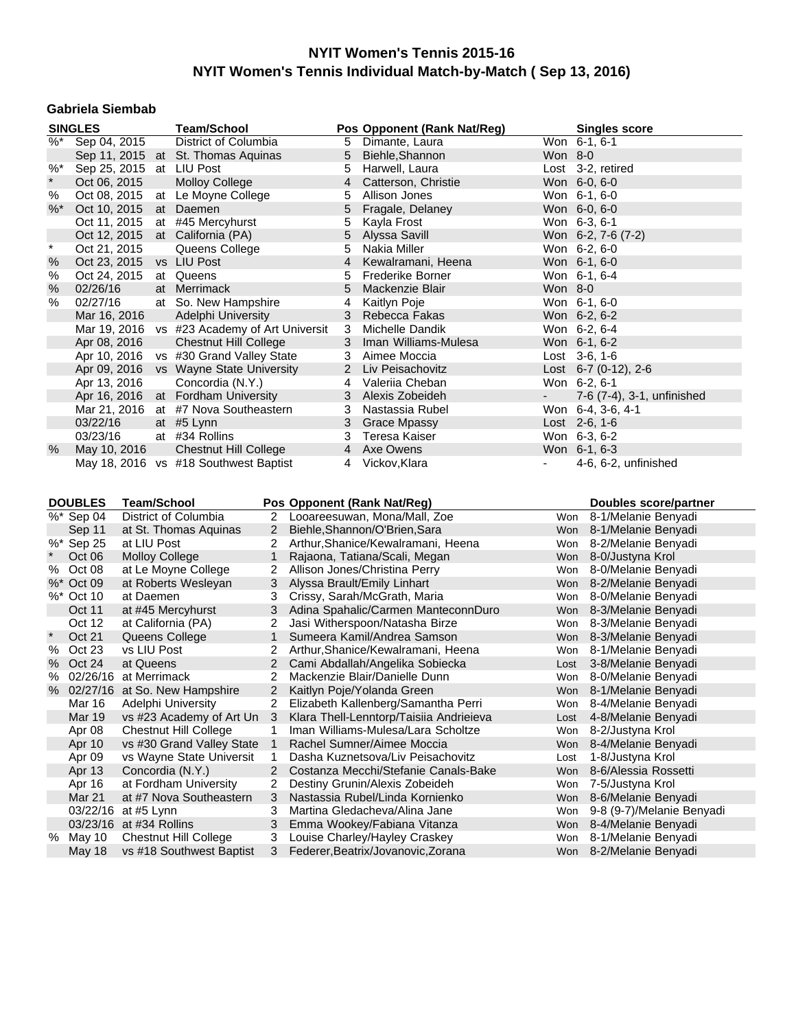# NYIT Women's Tennis 2015-16
## NYIT Women's Tennis Individual Match-by-Match ( Sep 13, 2016)

### Gabriela Siembab

| | SINGLES | | Team/School | Pos | Opponent (Rank Nat/Reg) | | Singles score |
|---|---|---|---|---|---|---|---|
| %* | Sep 04, 2015 | | District of Columbia | 5 | Dimante, Laura | Won | 6-1, 6-1 |
| | Sep 11, 2015 | at | St. Thomas Aquinas | 5 | Biehle,Shannon | Won | 8-0 |
| %* | Sep 25, 2015 | at | LIU Post | 5 | Harwell, Laura | Lost | 3-2, retired |
| * | Oct 06, 2015 | | Molloy College | 4 | Catterson, Christie | Won | 6-0, 6-0 |
| % | Oct 08, 2015 | at | Le Moyne College | 5 | Allison Jones | Won | 6-1, 6-0 |
| %* | Oct 10, 2015 | at | Daemen | 5 | Fragale, Delaney | Won | 6-0, 6-0 |
| | Oct 11, 2015 | at | #45 Mercyhurst | 5 | Kayla Frost | Won | 6-3, 6-1 |
| | Oct 12, 2015 | at | California (PA) | 5 | Alyssa Savill | Won | 6-2, 7-6 (7-2) |
| * | Oct 21, 2015 | | Queens College | 5 | Nakia Miller | Won | 6-2, 6-0 |
| % | Oct 23, 2015 | vs | LIU Post | 4 | Kewalramani, Heena | Won | 6-1, 6-0 |
| % | Oct 24, 2015 | at | Queens | 5 | Frederike Borner | Won | 6-1, 6-4 |
| % | 02/26/16 | at | Merrimack | 5 | Mackenzie Blair | Won | 8-0 |
| % | 02/27/16 | at | So. New Hampshire | 4 | Kaitlyn Poje | Won | 6-1, 6-0 |
| | Mar 16, 2016 | | Adelphi University | 3 | Rebecca Fakas | Won | 6-2, 6-2 |
| | Mar 19, 2016 | vs | #23 Academy of Art Universit | 3 | Michelle Dandik | Won | 6-2, 6-4 |
| | Apr 08, 2016 | | Chestnut Hill College | 3 | Iman Williams-Mulesa | Won | 6-1, 6-2 |
| | Apr 10, 2016 | vs | #30 Grand Valley State | 3 | Aimee Moccia | Lost | 3-6, 1-6 |
| | Apr 09, 2016 | vs | Wayne State University | 2 | Liv Peisachovitz | Lost | 6-7 (0-12), 2-6 |
| | Apr 13, 2016 | | Concordia (N.Y.) | 4 | Valeriia Cheban | Won | 6-2, 6-1 |
| | Apr 16, 2016 | at | Fordham University | 3 | Alexis Zobeideh | - | 7-6 (7-4), 3-1, unfinished |
| | Mar 21, 2016 | at | #7 Nova Southeastern | 3 | Nastassia Rubel | Won | 6-4, 3-6, 4-1 |
| | 03/22/16 | at | #5 Lynn | 3 | Grace Mpassy | Lost | 2-6, 1-6 |
| | 03/23/16 | at | #34 Rollins | 3 | Teresa Kaiser | Won | 6-3, 6-2 |
| % | May 10, 2016 | | Chestnut Hill College | 4 | Axe Owens | Won | 6-1, 6-3 |
| | May 18, 2016 | vs | #18 Southwest Baptist | 4 | Vickov,Klara | - | 4-6, 6-2, unfinished |

| | DOUBLES | Team/School | Pos | Opponent (Rank Nat/Reg) | | Doubles score/partner |
|---|---|---|---|---|---|---|
| %* | Sep 04 | District of Columbia | 2 | Looareesuwan, Mona/Mall, Zoe | Won | 8-1/Melanie Benyadi |
| | Sep 11 | at St. Thomas Aquinas | 2 | Biehle,Shannon/O'Brien,Sara | Won | 8-1/Melanie Benyadi |
| %* | Sep 25 | at LIU Post | 2 | Arthur,Shanice/Kewalramani, Heena | Won | 8-2/Melanie Benyadi |
| * | Oct 06 | Molloy College | 1 | Rajaona, Tatiana/Scali, Megan | Won | 8-0/Justyna Krol |
| % | Oct 08 | at Le Moyne College | 2 | Allison Jones/Christina Perry | Won | 8-0/Melanie Benyadi |
| %* | Oct 09 | at Roberts Wesleyan | 3 | Alyssa Brault/Emily Linhart | Won | 8-2/Melanie Benyadi |
| %* | Oct 10 | at Daemen | 3 | Crissy, Sarah/McGrath, Maria | Won | 8-0/Melanie Benyadi |
| | Oct 11 | at #45 Mercyhurst | 3 | Adina Spahalic/Carmen ManteconnDuro | Won | 8-3/Melanie Benyadi |
| | Oct 12 | at California (PA) | 2 | Jasi Witherspoon/Natasha Birze | Won | 8-3/Melanie Benyadi |
| * | Oct 21 | Queens College | 1 | Sumeera Kamil/Andrea Samson | Won | 8-3/Melanie Benyadi |
| % | Oct 23 | vs LIU Post | 2 | Arthur,Shanice/Kewalramani, Heena | Won | 8-1/Melanie Benyadi |
| % | Oct 24 | at Queens | 2 | Cami Abdallah/Angelika Sobiecka | Lost | 3-8/Melanie Benyadi |
| % | 02/26/16 | at Merrimack | 2 | Mackenzie Blair/Danielle Dunn | Won | 8-0/Melanie Benyadi |
| % | 02/27/16 | at So. New Hampshire | 2 | Kaitlyn Poje/Yolanda Green | Won | 8-1/Melanie Benyadi |
| | Mar 16 | Adelphi University | 2 | Elizabeth Kallenberg/Samantha Perri | Won | 8-4/Melanie Benyadi |
| | Mar 19 | vs #23 Academy of Art Un | 3 | Klara Thell-Lenntorp/Taisiia Andrieieva | Lost | 4-8/Melanie Benyadi |
| | Apr 08 | Chestnut Hill College | 1 | Iman Williams-Mulesa/Lara Scholtze | Won | 8-2/Justyna Krol |
| | Apr 10 | vs #30 Grand Valley State | 1 | Rachel Sumner/Aimee Moccia | Won | 8-4/Melanie Benyadi |
| | Apr 09 | vs Wayne State Universit | 1 | Dasha Kuznetsova/Liv Peisachovitz | Lost | 1-8/Justyna Krol |
| | Apr 13 | Concordia (N.Y.) | 2 | Costanza Mecchi/Stefanie Canals-Bake | Won | 8-6/Alessia Rossetti |
| | Apr 16 | at Fordham University | 2 | Destiny Grunin/Alexis Zobeideh | Won | 7-5/Justyna Krol |
| | Mar 21 | at #7 Nova Southeastern | 3 | Nastassia Rubel/Linda Kornienko | Won | 8-6/Melanie Benyadi |
| | 03/22/16 | at #5 Lynn | 3 | Martina Gledacheva/Alina Jane | Won | 9-8 (9-7)/Melanie Benyadi |
| | 03/23/16 | at #34 Rollins | 3 | Emma Wookey/Fabiana Vitanza | Won | 8-4/Melanie Benyadi |
| % | May 10 | Chestnut Hill College | 3 | Louise Charley/Hayley Craskey | Won | 8-1/Melanie Benyadi |
| | May 18 | vs #18 Southwest Baptist | 3 | Federer,Beatrix/Jovanovic,Zorana | Won | 8-2/Melanie Benyadi |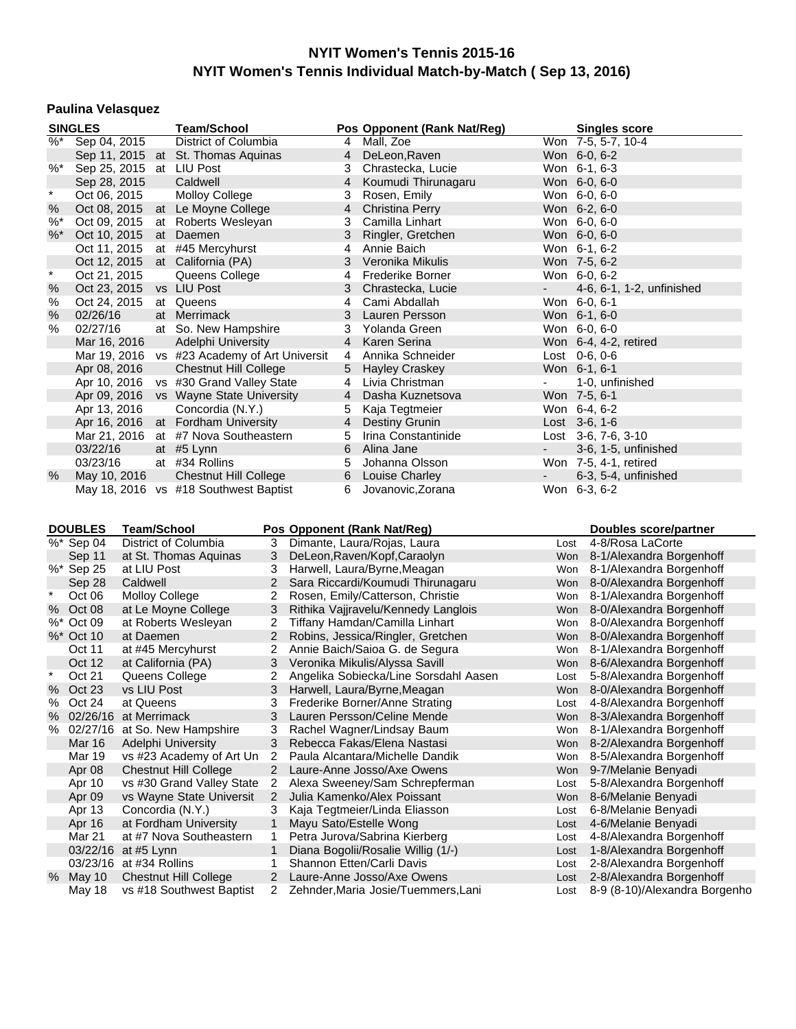# NYIT Women's Tennis 2015-16

## NYIT Women's Tennis Individual Match-by-Match ( Sep 13, 2016)

### Paulina Velasquez

| SINGLES | | | Team/School | Pos | Opponent (Rank Nat/Reg) | | Singles score |
|---|---|---|---|---|---|---|---|
| %* | Sep 04, 2015 | | District of Columbia | 4 | Mall, Zoe | Won | 7-5, 5-7, 10-4 |
| | Sep 11, 2015 | at | St. Thomas Aquinas | 4 | DeLeon,Raven | Won | 6-0, 6-2 |
| %* | Sep 25, 2015 | at | LIU Post | 3 | Chrastecka, Lucie | Won | 6-1, 6-3 |
| | Sep 28, 2015 | | Caldwell | 4 | Koumudi Thirunagaru | Won | 6-0, 6-0 |
| * | Oct 06, 2015 | | Molloy College | 3 | Rosen, Emily | Won | 6-0, 6-0 |
| % | Oct 08, 2015 | at | Le Moyne College | 4 | Christina Perry | Won | 6-2, 6-0 |
| %* | Oct 09, 2015 | at | Roberts Wesleyan | 3 | Camilla Linhart | Won | 6-0, 6-0 |
| %* | Oct 10, 2015 | at | Daemen | 3 | Ringler, Gretchen | Won | 6-0, 6-0 |
| | Oct 11, 2015 | at | #45 Mercyhurst | 4 | Annie Baich | Won | 6-1, 6-2 |
| | Oct 12, 2015 | at | California (PA) | 3 | Veronika Mikulis | Won | 7-5, 6-2 |
| * | Oct 21, 2015 | | Queens College | 4 | Frederike Borner | Won | 6-0, 6-2 |
| % | Oct 23, 2015 | vs | LIU Post | 3 | Chrastecka, Lucie | - | 4-6, 6-1, 1-2, unfinished |
| % | Oct 24, 2015 | at | Queens | 4 | Cami Abdallah | Won | 6-0, 6-1 |
| % | 02/26/16 | at | Merrimack | 3 | Lauren Persson | Won | 6-1, 6-0 |
| % | 02/27/16 | at | So. New Hampshire | 3 | Yolanda Green | Won | 6-0, 6-0 |
| | Mar 16, 2016 | | Adelphi University | 4 | Karen Serina | Won | 6-4, 4-2, retired |
| | Mar 19, 2016 | vs | #23 Academy of Art Universit | 4 | Annika Schneider | Lost | 0-6, 0-6 |
| | Apr 08, 2016 | | Chestnut Hill College | 5 | Hayley Craskey | Won | 6-1, 6-1 |
| | Apr 10, 2016 | vs | #30 Grand Valley State | 4 | Livia Christman | - | 1-0, unfinished |
| | Apr 09, 2016 | vs | Wayne State University | 4 | Dasha Kuznetsova | Won | 7-5, 6-1 |
| | Apr 13, 2016 | | Concordia (N.Y.) | 5 | Kaja Tegtmeier | Won | 6-4, 6-2 |
| | Apr 16, 2016 | at | Fordham University | 4 | Destiny Grunin | Lost | 3-6, 1-6 |
| | Mar 21, 2016 | at | #7 Nova Southeastern | 5 | Irina Constantinide | Lost | 3-6, 7-6, 3-10 |
| | 03/22/16 | at | #5 Lynn | 6 | Alina Jane | - | 3-6, 1-5, unfinished |
| | 03/23/16 | at | #34 Rollins | 5 | Johanna Olsson | Won | 7-5, 4-1, retired |
| % | May 10, 2016 | | Chestnut Hill College | 6 | Louise Charley | - | 6-3, 5-4, unfinished |
| | May 18, 2016 | vs | #18 Southwest Baptist | 6 | Jovanovic,Zorana | Won | 6-3, 6-2 |

| DOUBLES | | Team/School | Pos | Opponent (Rank Nat/Reg) | | Doubles score/partner |
|---|---|---|---|---|---|---|
| %* | Sep 04 | District of Columbia | 3 | Dimante, Laura/Rojas, Laura | Lost | 4-8/Rosa LaCorte |
| | Sep 11 | at St. Thomas Aquinas | 3 | DeLeon,Raven/Kopf,Caraolyn | Won | 8-1/Alexandra Borgenhoff |
| %* | Sep 25 | at LIU Post | 3 | Harwell, Laura/Byrne,Meagan | Won | 8-1/Alexandra Borgenhoff |
| | Sep 28 | Caldwell | 2 | Sara Riccardi/Koumudi Thirunagaru | Won | 8-0/Alexandra Borgenhoff |
| * | Oct 06 | Molloy College | 2 | Rosen, Emily/Catterson, Christie | Won | 8-1/Alexandra Borgenhoff |
| % | Oct 08 | at Le Moyne College | 3 | Rithika Vajjravelu/Kennedy Langlois | Won | 8-0/Alexandra Borgenhoff |
| %* | Oct 09 | at Roberts Wesleyan | 2 | Tiffany Hamdan/Camilla Linhart | Won | 8-0/Alexandra Borgenhoff |
| %* | Oct 10 | at Daemen | 2 | Robins, Jessica/Ringler, Gretchen | Won | 8-0/Alexandra Borgenhoff |
| | Oct 11 | at #45 Mercyhurst | 2 | Annie Baich/Saioa G. de Segura | Won | 8-1/Alexandra Borgenhoff |
| | Oct 12 | at California (PA) | 3 | Veronika Mikulis/Alyssa Savill | Won | 8-6/Alexandra Borgenhoff |
| * | Oct 21 | Queens College | 2 | Angelika Sobiecka/Line Sorsdahl Aasen | Lost | 5-8/Alexandra Borgenhoff |
| % | Oct 23 | vs LIU Post | 3 | Harwell, Laura/Byrne,Meagan | Won | 8-0/Alexandra Borgenhoff |
| % | Oct 24 | at Queens | 3 | Frederike Borner/Anne Strating | Lost | 4-8/Alexandra Borgenhoff |
| % | 02/26/16 | at Merrimack | 3 | Lauren Persson/Celine Mende | Won | 8-3/Alexandra Borgenhoff |
| % | 02/27/16 | at So. New Hampshire | 3 | Rachel Wagner/Lindsay Baum | Won | 8-1/Alexandra Borgenhoff |
| | Mar 16 | Adelphi University | 3 | Rebecca Fakas/Elena Nastasi | Won | 8-2/Alexandra Borgenhoff |
| | Mar 19 | vs #23 Academy of Art Un | 2 | Paula Alcantara/Michelle Dandik | Won | 8-5/Alexandra Borgenhoff |
| | Apr 08 | Chestnut Hill College | 2 | Laure-Anne Josso/Axe Owens | Won | 9-7/Melanie Benyadi |
| | Apr 10 | vs #30 Grand Valley State | 2 | Alexa Sweeney/Sam Schrepferman | Lost | 5-8/Alexandra Borgenhoff |
| | Apr 09 | vs Wayne State Universit | 2 | Julia Kamenko/Alex Poissant | Won | 8-6/Melanie Benyadi |
| | Apr 13 | Concordia (N.Y.) | 3 | Kaja Tegtmeier/Linda Eliasson | Lost | 6-8/Melanie Benyadi |
| | Apr 16 | at Fordham University | 1 | Mayu Sato/Estelle Wong | Lost | 4-6/Melanie Benyadi |
| | Mar 21 | at #7 Nova Southeastern | 1 | Petra Jurova/Sabrina Kierberg | Lost | 4-8/Alexandra Borgenhoff |
| | 03/22/16 | at #5 Lynn | 1 | Diana Bogolii/Rosalie Willig (1/-) | Lost | 1-8/Alexandra Borgenhoff |
| | 03/23/16 | at #34 Rollins | 1 | Shannon Etten/Carli Davis | Lost | 2-8/Alexandra Borgenhoff |
| % | May 10 | Chestnut Hill College | 2 | Laure-Anne Josso/Axe Owens | Lost | 2-8/Alexandra Borgenhoff |
| | May 18 | vs #18 Southwest Baptist | 2 | Zehnder,Maria Josie/Tuemmers,Lani | Lost | 8-9 (8-10)/Alexandra Borgenho |